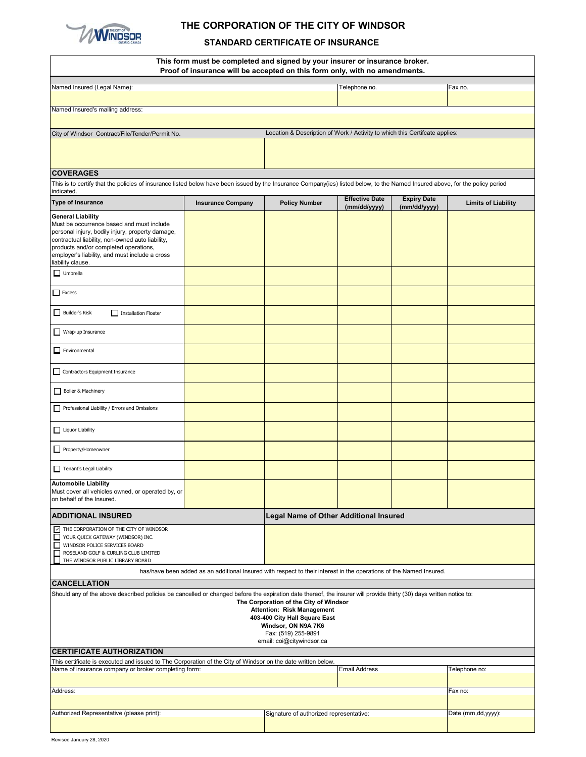# THE CORPORATION OF THE CITY OF WINDSOR

## STANDARD CERTIFICATE OF INSURANCE

**This form must be completed and signed by your insurer or insurance broker.**
**Proof of insurance will be accepted on this form only, with no amendments.**

| Named Insured (Legal Name): | Telephone no. | Fax no. |
|---|---|---|
| | | |

| Named Insured's mailing address: |
|---|
| |

| City of Windsor Contract/File/Tender/Permit No. | Location & Description of Work / Activity to which this Certifcate applies: |
|---|---|
| | |

## COVERAGES

This is to certify that the policies of insurance listed below have been issued by the Insurance Company(ies) listed below, to the Named Insured above, for the policy period indicated.

| Type of Insurance | Insurance Company | Policy Number | Effective Date (mm/dd/yyyy) | Expiry Date (mm/dd/yyyy) | Limits of Liability |
|---|---|---|---|---|---|
| **General Liability** Must be occurrence based and must include personal injury, bodily injury, property damage, contractual liability, non-owned auto liability, products and/or completed operations, employer's liability, and must include a cross liability clause. | | | | | |
| ☐ Umbrella | | | | | |
| ☐ Excess | | | | | |
| ☐ Builder's Risk ☐ Installation Floater | | | | | |
| ☐ Wrap-up Insurance | | | | | |
| ☐ Environmental | | | | | |
| ☐ Contractors Equipment Insurance | | | | | |
| ☐ Boiler & Machinery | | | | | |
| ☐ Professional Liability / Errors and Omissions | | | | | |
| ☐ Liquor Liability | | | | | |
| ☐ Property/Homeowner | | | | | |
| ☐ Tenant's Legal Liability | | | | | |
| **Automobile Liability** Must cover all vehicles owned, or operated by, or on behalf of the Insured. | | | | | |

| ADDITIONAL INSURED | Legal Name of Other Additional Insured |
|---|---|
| ☑ THE CORPORATION OF THE CITY OF WINDSOR<br>☐ YOUR QUICK GATEWAY (WINDSOR) INC.<br>☐ WINDSOR POLICE SERVICES BOARD<br>☐ ROSELAND GOLF & CURLING CLUB LIMITED<br>☐ THE WINDSOR PUBLIC LIBRARY BOARD | |

has/have been added as an additional Insured with respect to their interest in the operations of the Named Insured.

## CANCELLATION

Should any of the above described policies be cancelled or changed before the expiration date thereof, the insurer will provide thirty (30) days written notice to:

**The Corporation of the City of Windsor**
**Attention: Risk Management**
**403-400 City Hall Square East**
**Windsor, ON N9A 7K6**
Fax: (519) 255-9891
email: coi@citywindsor.ca

## CERTIFICATE AUTHORIZATION

This certificate is executed and issued to The Corporation of the City of Windsor on the date written below.

| Name of insurance company or broker completing form: | Email Address | Telephone no: |
|---|---|---|
| | | |

| Address: | Fax no: |
|---|---|
| | |

| Authorized Representative (please print): | Signature of authorized representative: | Date (mm,dd,yyyy): |
|---|---|---|
| | | |

Revised January 28, 2020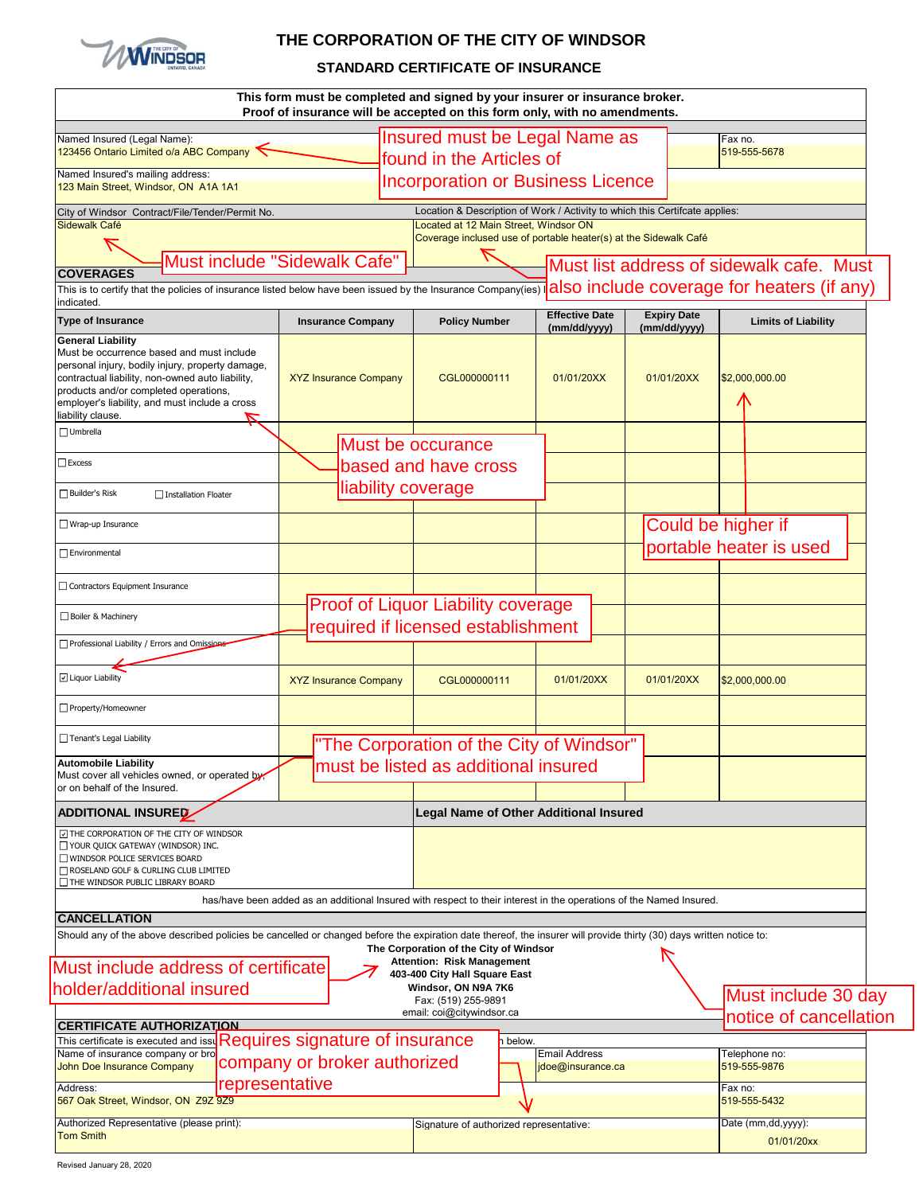# THE CORPORATION OF THE CITY OF WINDSOR

## STANDARD CERTIFICATE OF INSURANCE

**This form must be completed and signed by your insurer or insurance broker.**
**Proof of insurance will be accepted on this form only, with no amendments.**

Named Insured (Legal Name):
123456 Ontario Limited o/a ABC Company

Insured must be Legal Name as found in the Articles of Incorporation or Business Licence

Fax no.
519-555-5678

Named Insured's mailing address:
123 Main Street, Windsor, ON A1A 1A1

City of Windsor Contract/File/Tender/Permit No.
Sidewalk Café

Must include "Sidewalk Cafe"

Location & Description of Work / Activity to which this Certifcate applies:
Located at 12 Main Street, Windsor ON
Coverage inclused use of portable heater(s) at the Sidewalk Café

Must list address of sidewalk cafe. Must also include coverage for heaters (if any)

## COVERAGES

This is to certify that the policies of insurance listed below have been issued by the Insurance Company(ies) indicated.

| Type of Insurance | Insurance Company | Policy Number | Effective Date (mm/dd/yyyy) | Expiry Date (mm/dd/yyyy) | Limits of Liability |
|---|---|---|---|---|---|
| **General Liability** Must be occurrence based and must include personal injury, bodily injury, property damage, contractual liability, non-owned auto liability, products and/or completed operations, employer's liability, and must include a cross liability clause. | XYZ Insurance Company | CGL000000111 | 01/01/20XX | 01/01/20XX | $2,000,000.00 |
| ☐ Umbrella | | | | | |
| ☐ Excess | | | | | |
| ☐ Builder's Risk ☐ Installation Floater | | | | | |
| ☐ Wrap-up Insurance | | | | | |
| ☐ Environmental | | | | | |
| ☐ Contractors Equipment Insurance | | | | | |
| ☐ Boiler & Machinery | | | | | |
| ☐ Professional Liability / Errors and Omissions | | | | | |
| ☑ Liquor Liability | XYZ Insurance Company | CGL000000111 | 01/01/20XX | 01/01/20XX | $2,000,000.00 |
| ☐ Property/Homeowner | | | | | |
| ☐ Tenant's Legal Liability | | | | | |
| **Automobile Liability** Must cover all vehicles owned, or operated by, or on behalf of the Insured. | | | | | |

Must be occurance based and have cross liability coverage

Could be higher if portable heater is used

Proof of Liquor Liability coverage required if licensed establishment

"The Corporation of the City of Windsor" must be listed as additional insured

## ADDITIONAL INSURED

☑ THE CORPORATION OF THE CITY OF WINDSOR
☐ YOUR QUICK GATEWAY (WINDSOR) INC.
☐ WINDSOR POLICE SERVICES BOARD
☐ ROSELAND GOLF & CURLING CLUB LIMITED
☐ THE WINDSOR PUBLIC LIBRARY BOARD

**Legal Name of Other Additional Insured**

has/have been added as an additional Insured with respect to their interest in the operations of the Named Insured.

## CANCELLATION

Should any of the above described policies be cancelled or changed before the expiration date thereof, the insurer will provide thirty (30) days written notice to:

**The Corporation of the City of Windsor**
**Attention: Risk Management**
**403-400 City Hall Square East**
**Windsor, ON N9A 7K6**
Fax: (519) 255-9891
email: coi@citywindsor.ca

Must include address of certificate holder/additional insured

Must include 30 day notice of cancellation

## CERTIFICATE AUTHORIZATION

This certificate is executed and issu... below.

Requires signature of insurance company or broker authorized representative

Name of insurance company or bro...
John Doe Insurance Company

Email Address
jdoe@insurance.ca

Telephone no:
519-555-9876

Address:
567 Oak Street, Windsor, ON Z9Z 9Z9

Fax no:
519-555-5432

Authorized Representative (please print):
Tom Smith

Signature of authorized representative:

Date (mm,dd,yyyy):
01/01/20xx

Revised January 28, 2020